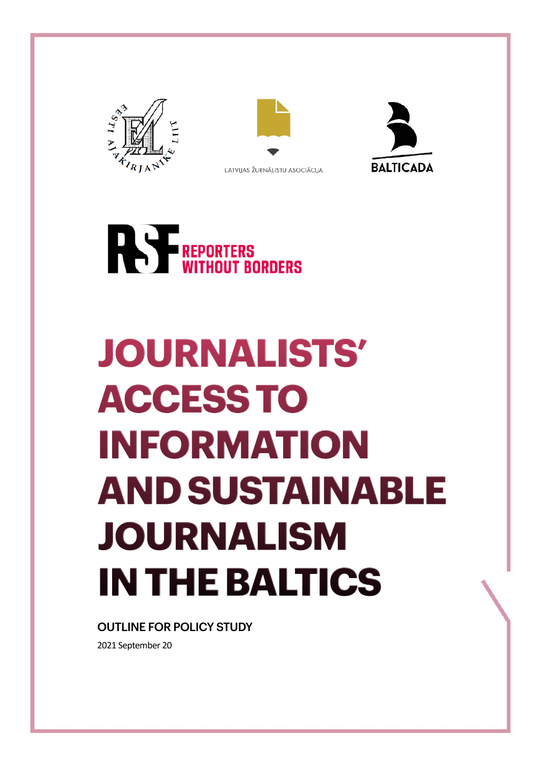EESTI AJAKIRJANIKE LIIT

LATVIJAS ŽURNĀLISTU ASOCIĀCIJA

BALTICADA

RSF REPORTERS WITHOUT BORDERS

# JOURNALISTS' ACCESS TO INFORMATION AND SUSTAINABLE JOURNALISM IN THE BALTICS

**OUTLINE FOR POLICY STUDY**

2021 September 20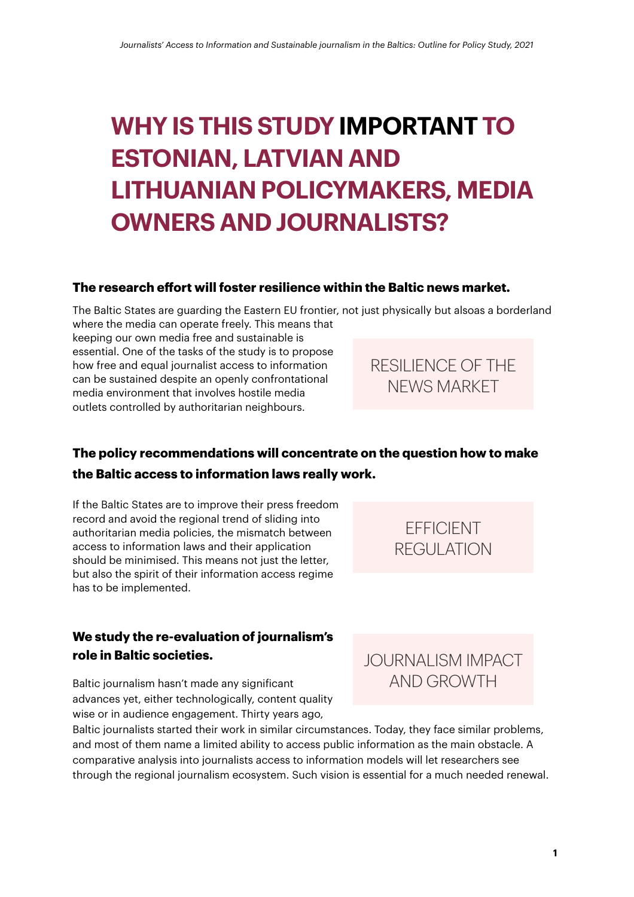# WHY IS THIS STUDY IMPORTANT TO ESTONIAN, LATVIAN AND LITHUANIAN POLICYMAKERS, MEDIA OWNERS AND JOURNALISTS?

**The research effort will foster resilience within the Baltic news market.**

The Baltic States are guarding the Eastern EU frontier, not just physically but alsoas a borderland where the media can operate freely. This means that keeping our own media free and sustainable is essential. One of the tasks of the study is to propose how free and equal journalist access to information can be sustained despite an openly confrontational media environment that involves hostile media outlets controlled by authoritarian neighbours.

RESILIENCE OF THE NEWS MARKET

**The policy recommendations will concentrate on the question how to make the Baltic access to information laws really work.**

If the Baltic States are to improve their press freedom record and avoid the regional trend of sliding into authoritarian media policies, the mismatch between access to information laws and their application should be minimised. This means not just the letter, but also the spirit of their information access regime has to be implemented.

EFFICIENT REGULATION

**We study the re-evaluation of journalism's role in Baltic societies.**

JOURNALISM IMPACT AND GROWTH

Baltic journalism hasn't made any significant advances yet, either technologically, content quality wise or in audience engagement. Thirty years ago, Baltic journalists started their work in similar circumstances. Today, they face similar problems, and most of them name a limited ability to access public information as the main obstacle. A comparative analysis into journalists access to information models will let researchers see through the regional journalism ecosystem. Such vision is essential for a much needed renewal.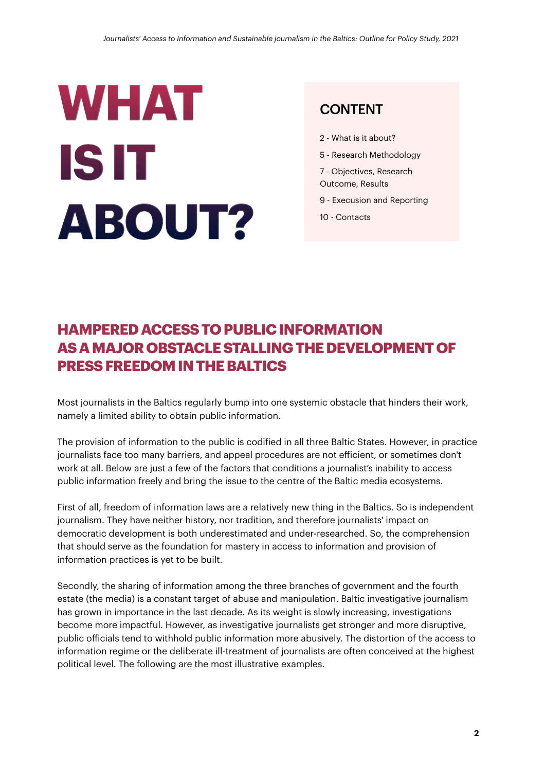# WHAT IS IT ABOUT?

## CONTENT

2 - What is it about?

5 - Research Methodology

7 - Objectives, Research Outcome, Results

9 - Execusion and Reporting

10 - Contacts

## HAMPERED ACCESS TO PUBLIC INFORMATION AS A MAJOR OBSTACLE STALLING THE DEVELOPMENT OF PRESS FREEDOM IN THE BALTICS

Most journalists in the Baltics regularly bump into one systemic obstacle that hinders their work, namely a limited ability to obtain public information.

The provision of information to the public is codified in all three Baltic States. However, in practice journalists face too many barriers, and appeal procedures are not efficient, or sometimes don't work at all. Below are just a few of the factors that conditions a journalist's inability to access public information freely and bring the issue to the centre of the Baltic media ecosystems.

First of all, freedom of information laws are a relatively new thing in the Baltics. So is independent journalism. They have neither history, nor tradition, and therefore journalists' impact on democratic development is both underestimated and under-researched. So, the comprehension that should serve as the foundation for mastery in access to information and provision of information practices is yet to be built.

Secondly, the sharing of information among the three branches of government and the fourth estate (the media) is a constant target of abuse and manipulation. Baltic investigative journalism has grown in importance in the last decade. As its weight is slowly increasing, investigations become more impactful. However, as investigative journalists get stronger and more disruptive, public officials tend to withhold public information more abusively. The distortion of the access to information regime or the deliberate ill-treatment of journalists are often conceived at the highest political level. The following are the most illustrative examples.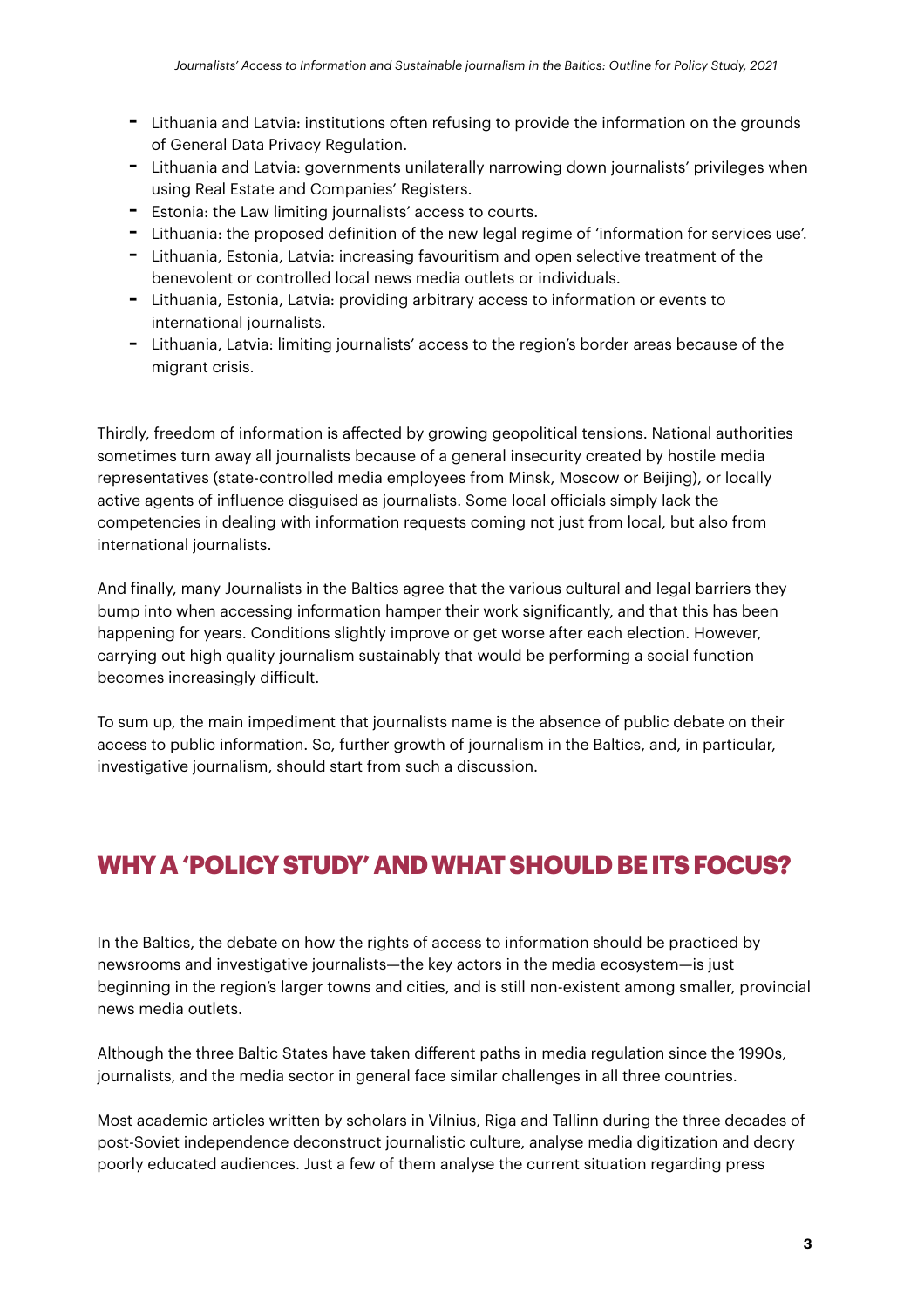- Lithuania and Latvia: institutions often refusing to provide the information on the grounds of General Data Privacy Regulation.
- Lithuania and Latvia: governments unilaterally narrowing down journalists' privileges when using Real Estate and Companies' Registers.
- Estonia: the Law limiting journalists' access to courts.
- Lithuania: the proposed definition of the new legal regime of 'information for services use'.
- Lithuania, Estonia, Latvia: increasing favouritism and open selective treatment of the benevolent or controlled local news media outlets or individuals.
- Lithuania, Estonia, Latvia: providing arbitrary access to information or events to international journalists.
- Lithuania, Latvia: limiting journalists' access to the region's border areas because of the migrant crisis.

Thirdly, freedom of information is affected by growing geopolitical tensions. National authorities sometimes turn away all journalists because of a general insecurity created by hostile media representatives (state-controlled media employees from Minsk, Moscow or Beijing), or locally active agents of influence disguised as journalists. Some local officials simply lack the competencies in dealing with information requests coming not just from local, but also from international journalists.

And finally, many Journalists in the Baltics agree that the various cultural and legal barriers they bump into when accessing information hamper their work significantly, and that this has been happening for years. Conditions slightly improve or get worse after each election. However, carrying out high quality journalism sustainably that would be performing a social function becomes increasingly difficult.

To sum up, the main impediment that journalists name is the absence of public debate on their access to public information. So, further growth of journalism in the Baltics, and, in particular, investigative journalism, should start from such a discussion.

## WHY A 'POLICY STUDY' AND WHAT SHOULD BE ITS FOCUS?

In the Baltics, the debate on how the rights of access to information should be practiced by newsrooms and investigative journalists—the key actors in the media ecosystem—is just beginning in the region's larger towns and cities, and is still non-existent among smaller, provincial news media outlets.

Although the three Baltic States have taken different paths in media regulation since the 1990s, journalists, and the media sector in general face similar challenges in all three countries.

Most academic articles written by scholars in Vilnius, Riga and Tallinn during the three decades of post-Soviet independence deconstruct journalistic culture, analyse media digitization and decry poorly educated audiences. Just a few of them analyse the current situation regarding press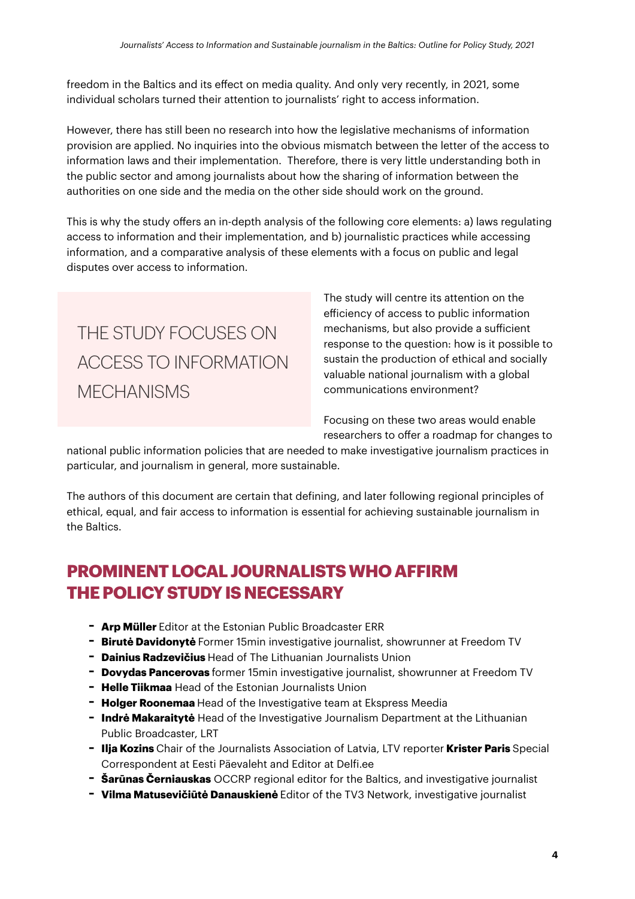freedom in the Baltics and its effect on media quality. And only very recently, in 2021, some individual scholars turned their attention to journalists' right to access information.

However, there has still been no research into how the legislative mechanisms of information provision are applied. No inquiries into the obvious mismatch between the letter of the access to information laws and their implementation. Therefore, there is very little understanding both in the public sector and among journalists about how the sharing of information between the authorities on one side and the media on the other side should work on the ground.

This is why the study offers an in-depth analysis of the following core elements: a) laws regulating access to information and their implementation, and b) journalistic practices while accessing information, and a comparative analysis of these elements with a focus on public and legal disputes over access to information.

THE STUDY FOCUSES ON ACCESS TO INFORMATION MECHANISMS

The study will centre its attention on the efficiency of access to public information mechanisms, but also provide a sufficient response to the question: how is it possible to sustain the production of ethical and socially valuable national journalism with a global communications environment?

Focusing on these two areas would enable researchers to offer a roadmap for changes to national public information policies that are needed to make investigative journalism practices in particular, and journalism in general, more sustainable.

The authors of this document are certain that defining, and later following regional principles of ethical, equal, and fair access to information is essential for achieving sustainable journalism in the Baltics.

## PROMINENT LOCAL JOURNALISTS WHO AFFIRM THE POLICY STUDY IS NECESSARY

- **Arp Müller** Editor at the Estonian Public Broadcaster ERR
- **Birutė Davidonytė** Former 15min investigative journalist, showrunner at Freedom TV
- **Dainius Radzevičius** Head of The Lithuanian Journalists Union
- **Dovydas Pancerovas** former 15min investigative journalist, showrunner at Freedom TV
- **Helle Tiikmaa** Head of the Estonian Journalists Union
- **Holger Roonemaa** Head of the Investigative team at Ekspress Meedia
- **Indrė Makaraitytė** Head of the Investigative Journalism Department at the Lithuanian Public Broadcaster, LRT
- **Ilja Kozins** Chair of the Journalists Association of Latvia, LTV reporter **Krister Paris** Special Correspondent at Eesti Päevaleht and Editor at Delfi.ee
- **Šarūnas Černiauskas** OCCRP regional editor for the Baltics, and investigative journalist
- **Vilma Matusevičiūtė Danauskienė** Editor of the TV3 Network, investigative journalist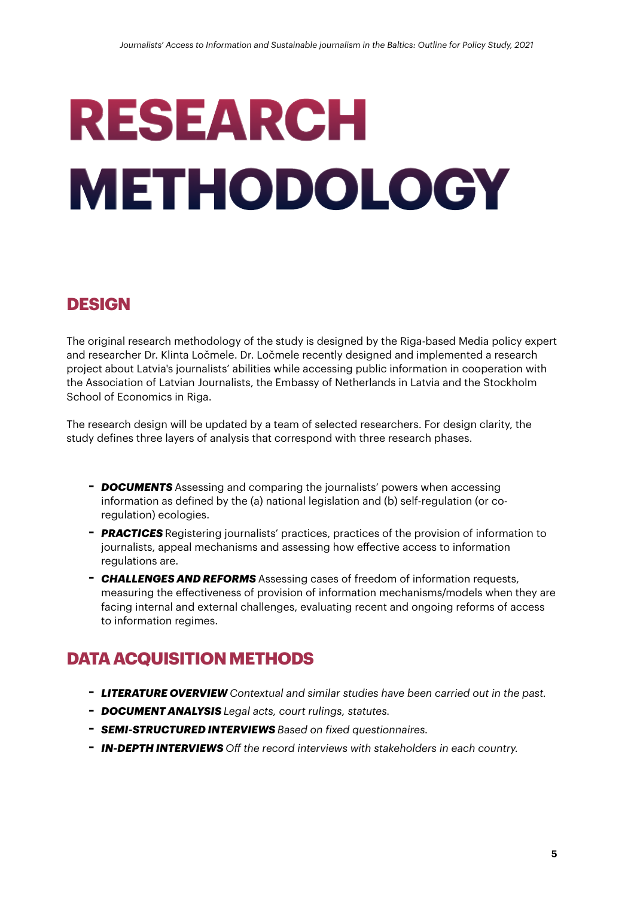# RESEARCH METHODOLOGY

## DESIGN

The original research methodology of the study is designed by the Riga-based Media policy expert and researcher Dr. Klinta Ločmele. Dr. Ločmele recently designed and implemented a research project about Latvia's journalists' abilities while accessing public information in cooperation with the Association of Latvian Journalists, the Embassy of Netherlands in Latvia and the Stockholm School of Economics in Riga.

The research design will be updated by a team of selected researchers. For design clarity, the study defines three layers of analysis that correspond with three research phases.

- ***DOCUMENTS*** Assessing and comparing the journalists' powers when accessing information as defined by the (a) national legislation and (b) self-regulation (or co-regulation) ecologies.
- ***PRACTICES*** Registering journalists' practices, practices of the provision of information to journalists, appeal mechanisms and assessing how effective access to information regulations are.
- ***CHALLENGES AND REFORMS*** Assessing cases of freedom of information requests, measuring the effectiveness of provision of information mechanisms/models when they are facing internal and external challenges, evaluating recent and ongoing reforms of access to information regimes.

## DATA ACQUISITION METHODS

- ***LITERATURE OVERVIEW*** *Contextual and similar studies have been carried out in the past.*
- ***DOCUMENT ANALYSIS*** *Legal acts, court rulings, statutes.*
- ***SEMI-STRUCTURED INTERVIEWS*** *Based on fixed questionnaires.*
- ***IN-DEPTH INTERVIEWS*** *Off the record interviews with stakeholders in each country.*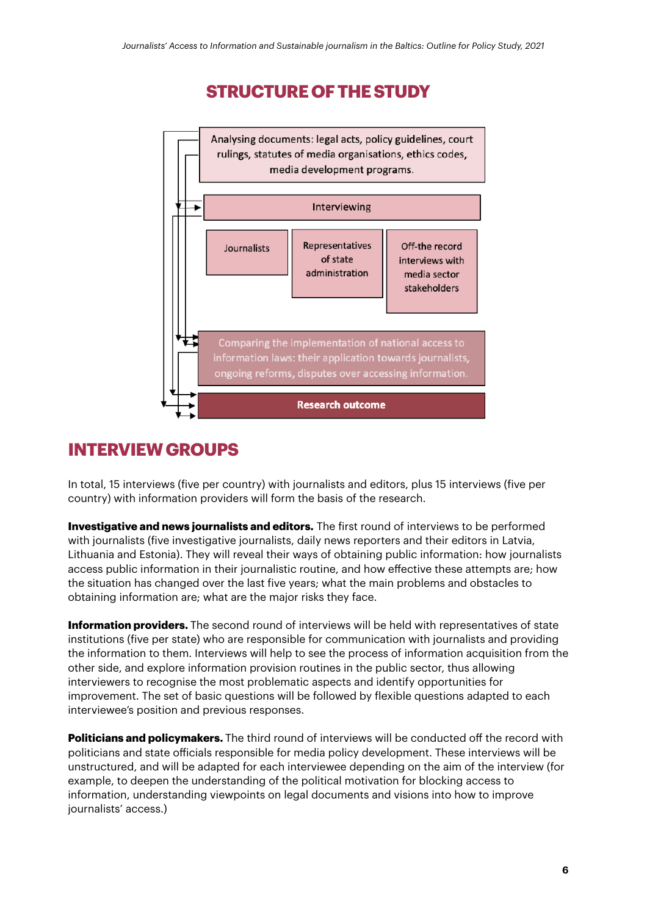## STRUCTURE OF THE STUDY

Analysing documents: legal acts, policy guidelines, court rulings, statutes of media organisations, ethics codes, media development programs.

Interviewing

Journalists

Representatives of state administration

Off-the record interviews with media sector stakeholders

Comparing the implementation of national access to information laws: their application towards journalists, ongoing reforms, disputes over accessing information.

**Research outcome**

## INTERVIEW GROUPS

In total, 15 interviews (five per country) with journalists and editors, plus 15 interviews (five per country) with information providers will form the basis of the research.

**Investigative and news journalists and editors.** The first round of interviews to be performed with journalists (five investigative journalists, daily news reporters and their editors in Latvia, Lithuania and Estonia). They will reveal their ways of obtaining public information: how journalists access public information in their journalistic routine, and how effective these attempts are; how the situation has changed over the last five years; what the main problems and obstacles to obtaining information are; what are the major risks they face.

**Information providers.** The second round of interviews will be held with representatives of state institutions (five per state) who are responsible for communication with journalists and providing the information to them. Interviews will help to see the process of information acquisition from the other side, and explore information provision routines in the public sector, thus allowing interviewers to recognise the most problematic aspects and identify opportunities for improvement. The set of basic questions will be followed by flexible questions adapted to each interviewee's position and previous responses.

**Politicians and policymakers.** The third round of interviews will be conducted off the record with politicians and state officials responsible for media policy development. These interviews will be unstructured, and will be adapted for each interviewee depending on the aim of the interview (for example, to deepen the understanding of the political motivation for blocking access to information, understanding viewpoints on legal documents and visions into how to improve journalists' access.)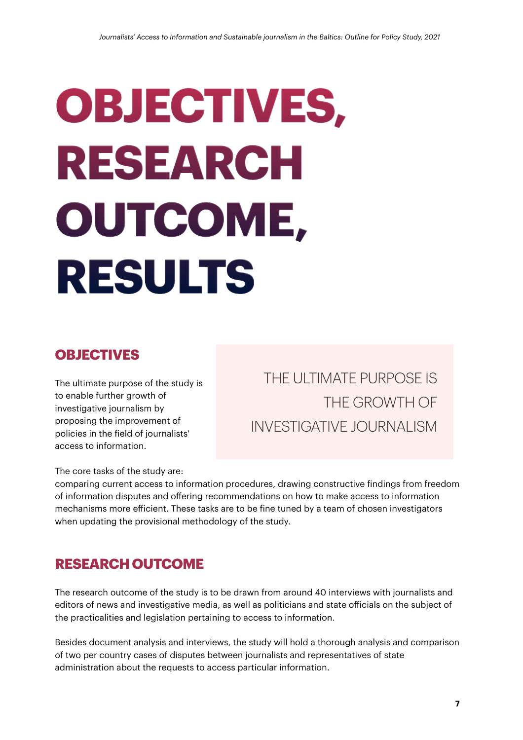# OBJECTIVES, RESEARCH OUTCOME, RESULTS

## OBJECTIVES

The ultimate purpose of the study is to enable further growth of investigative journalism by proposing the improvement of policies in the field of journalists' access to information.

THE ULTIMATE PURPOSE IS THE GROWTH OF INVESTIGATIVE JOURNALISM

The core tasks of the study are:
comparing current access to information procedures, drawing constructive findings from freedom of information disputes and offering recommendations on how to make access to information mechanisms more efficient. These tasks are to be fine tuned by a team of chosen investigators when updating the provisional methodology of the study.

## RESEARCH OUTCOME

The research outcome of the study is to be drawn from around 40 interviews with journalists and editors of news and investigative media, as well as politicians and state officials on the subject of the practicalities and legislation pertaining to access to information.

Besides document analysis and interviews, the study will hold a thorough analysis and comparison of two per country cases of disputes between journalists and representatives of state administration about the requests to access particular information.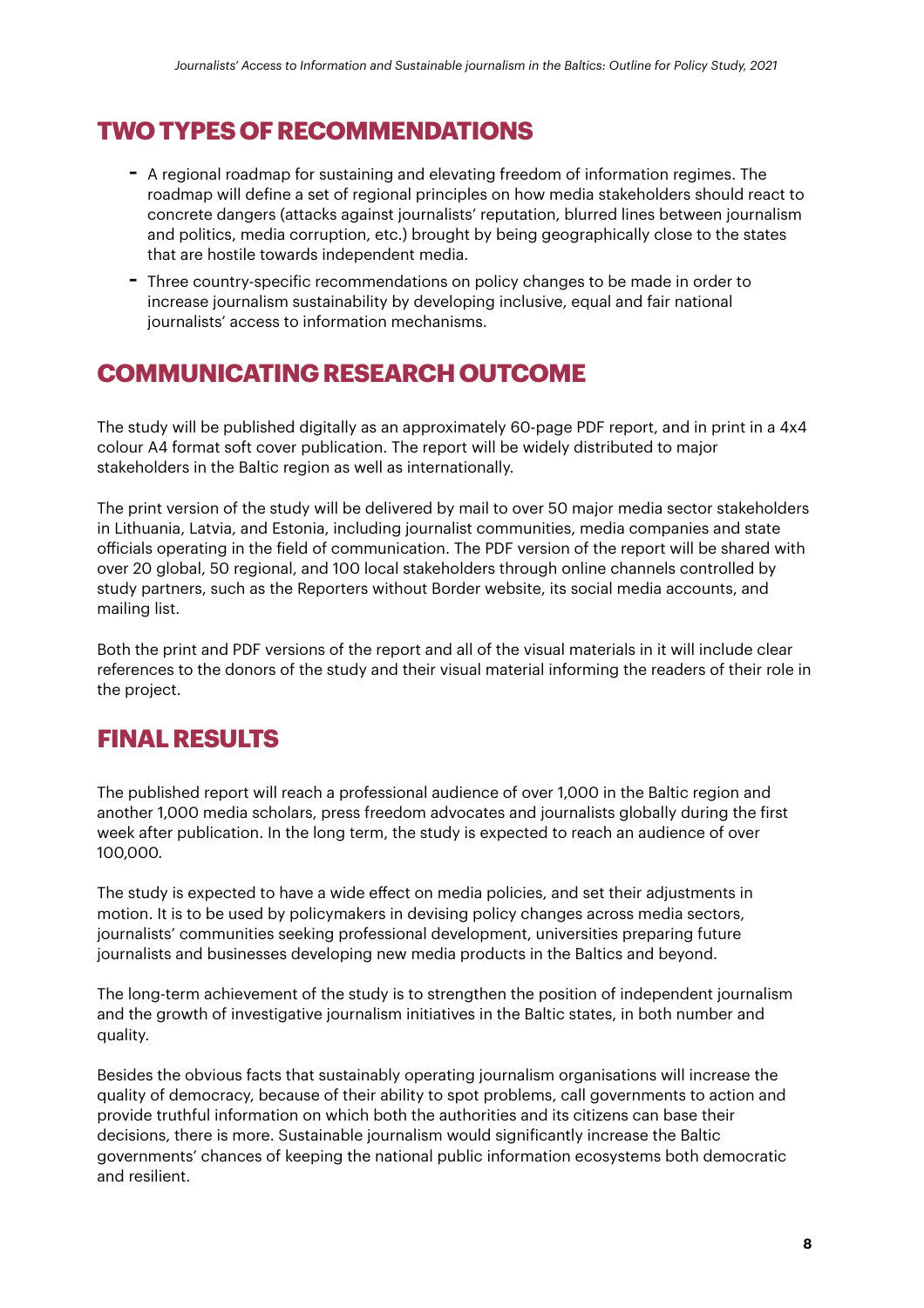## TWO TYPES OF RECOMMENDATIONS

- A regional roadmap for sustaining and elevating freedom of information regimes. The roadmap will define a set of regional principles on how media stakeholders should react to concrete dangers (attacks against journalists' reputation, blurred lines between journalism and politics, media corruption, etc.) brought by being geographically close to the states that are hostile towards independent media.
- Three country-specific recommendations on policy changes to be made in order to increase journalism sustainability by developing inclusive, equal and fair national journalists' access to information mechanisms.

## COMMUNICATING RESEARCH OUTCOME

The study will be published digitally as an approximately 60-page PDF report, and in print in a 4x4 colour A4 format soft cover publication. The report will be widely distributed to major stakeholders in the Baltic region as well as internationally.

The print version of the study will be delivered by mail to over 50 major media sector stakeholders in Lithuania, Latvia, and Estonia, including journalist communities, media companies and state officials operating in the field of communication. The PDF version of the report will be shared with over 20 global, 50 regional, and 100 local stakeholders through online channels controlled by study partners, such as the Reporters without Border website, its social media accounts, and mailing list.

Both the print and PDF versions of the report and all of the visual materials in it will include clear references to the donors of the study and their visual material informing the readers of their role in the project.

## FINAL RESULTS

The published report will reach a professional audience of over 1,000 in the Baltic region and another 1,000 media scholars, press freedom advocates and journalists globally during the first week after publication. In the long term, the study is expected to reach an audience of over 100,000.

The study is expected to have a wide effect on media policies, and set their adjustments in motion. It is to be used by policymakers in devising policy changes across media sectors, journalists' communities seeking professional development, universities preparing future journalists and businesses developing new media products in the Baltics and beyond.

The long-term achievement of the study is to strengthen the position of independent journalism and the growth of investigative journalism initiatives in the Baltic states, in both number and quality.

Besides the obvious facts that sustainably operating journalism organisations will increase the quality of democracy, because of their ability to spot problems, call governments to action and provide truthful information on which both the authorities and its citizens can base their decisions, there is more. Sustainable journalism would significantly increase the Baltic governments' chances of keeping the national public information ecosystems both democratic and resilient.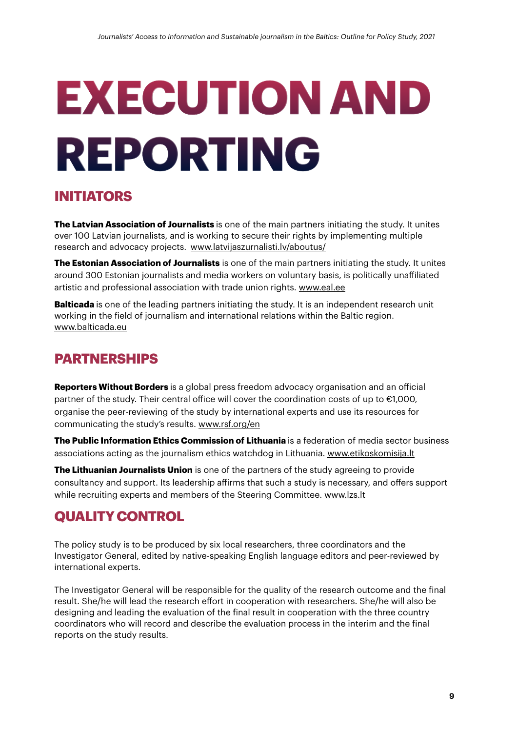# EXECUTION AND REPORTING

## INITIATORS

**The Latvian Association of Journalists** is one of the main partners initiating the study. It unites over 100 Latvian journalists, and is working to secure their rights by implementing multiple research and advocacy projects. www.latvijaszurnalisti.lv/aboutus/

**The Estonian Association of Journalists** is one of the main partners initiating the study. It unites around 300 Estonian journalists and media workers on voluntary basis, is politically unaffiliated artistic and professional association with trade union rights. www.eal.ee

**Balticada** is one of the leading partners initiating the study. It is an independent research unit working in the field of journalism and international relations within the Baltic region. www.balticada.eu

## PARTNERSHIPS

**Reporters Without Borders** is a global press freedom advocacy organisation and an official partner of the study. Their central office will cover the coordination costs of up to €1,000, organise the peer-reviewing of the study by international experts and use its resources for communicating the study's results. www.rsf.org/en

**The Public Information Ethics Commission of Lithuania** is a federation of media sector business associations acting as the journalism ethics watchdog in Lithuania. www.etikoskomisija.lt

**The Lithuanian Journalists Union** is one of the partners of the study agreeing to provide consultancy and support. Its leadership affirms that such a study is necessary, and offers support while recruiting experts and members of the Steering Committee. www.lzs.lt

## QUALITY CONTROL

The policy study is to be produced by six local researchers, three coordinators and the Investigator General, edited by native-speaking English language editors and peer-reviewed by international experts.

The Investigator General will be responsible for the quality of the research outcome and the final result. She/he will lead the research effort in cooperation with researchers. She/he will also be designing and leading the evaluation of the final result in cooperation with the three country coordinators who will record and describe the evaluation process in the interim and the final reports on the study results.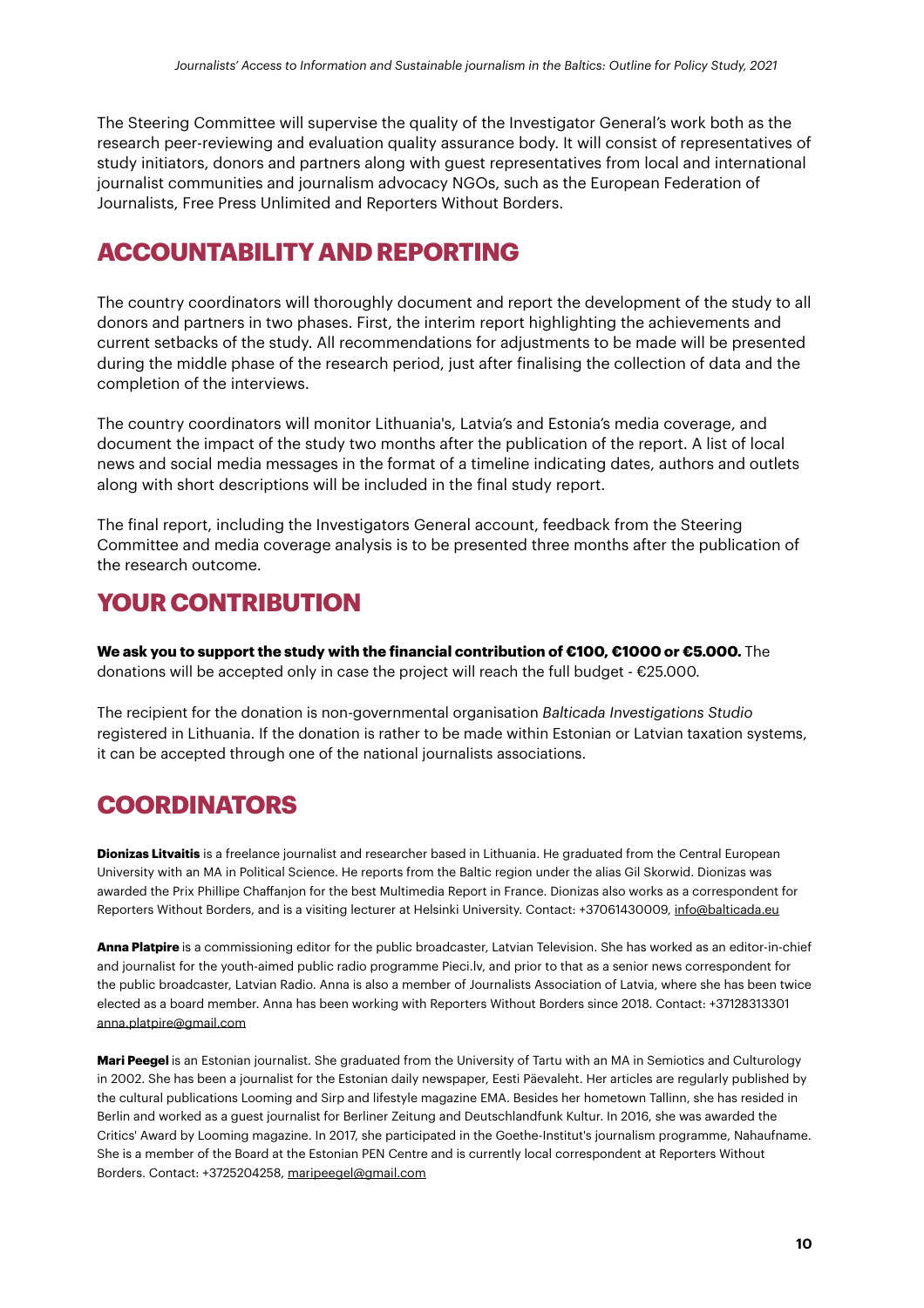The Steering Committee will supervise the quality of the Investigator General's work both as the research peer-reviewing and evaluation quality assurance body. It will consist of representatives of study initiators, donors and partners along with guest representatives from local and international journalist communities and journalism advocacy NGOs, such as the European Federation of Journalists, Free Press Unlimited and Reporters Without Borders.

## ACCOUNTABILITY AND REPORTING

The country coordinators will thoroughly document and report the development of the study to all donors and partners in two phases. First, the interim report highlighting the achievements and current setbacks of the study. All recommendations for adjustments to be made will be presented during the middle phase of the research period, just after finalising the collection of data and the completion of the interviews.

The country coordinators will monitor Lithuania's, Latvia's and Estonia's media coverage, and document the impact of the study two months after the publication of the report. A list of local news and social media messages in the format of a timeline indicating dates, authors and outlets along with short descriptions will be included in the final study report.

The final report, including the Investigators General account, feedback from the Steering Committee and media coverage analysis is to be presented three months after the publication of the research outcome.

## YOUR CONTRIBUTION

**We ask you to support the study with the financial contribution of €100, €1000 or €5.000.** The donations will be accepted only in case the project will reach the full budget - €25.000.

The recipient for the donation is non-governmental organisation *Balticada Investigations Studio* registered in Lithuania. If the donation is rather to be made within Estonian or Latvian taxation systems, it can be accepted through one of the national journalists associations.

## COORDINATORS

**Dionizas Litvaitis** is a freelance journalist and researcher based in Lithuania. He graduated from the Central European University with an MA in Political Science. He reports from the Baltic region under the alias Gil Skorwid. Dionizas was awarded the Prix Phillipe Chaffanjon for the best Multimedia Report in France. Dionizas also works as a correspondent for Reporters Without Borders, and is a visiting lecturer at Helsinki University. Contact: +37061430009, info@balticada.eu

**Anna Platpire** is a commissioning editor for the public broadcaster, Latvian Television. She has worked as an editor-in-chief and journalist for the youth-aimed public radio programme Pieci.lv, and prior to that as a senior news correspondent for the public broadcaster, Latvian Radio. Anna is also a member of Journalists Association of Latvia, where she has been twice elected as a board member. Anna has been working with Reporters Without Borders since 2018. Contact: +37128313301 anna.platpire@gmail.com

**Mari Peegel** is an Estonian journalist. She graduated from the University of Tartu with an MA in Semiotics and Culturology in 2002. She has been a journalist for the Estonian daily newspaper, Eesti Päevaleht. Her articles are regularly published by the cultural publications Looming and Sirp and lifestyle magazine EMA. Besides her hometown Tallinn, she has resided in Berlin and worked as a guest journalist for Berliner Zeitung and Deutschlandfunk Kultur. In 2016, she was awarded the Critics' Award by Looming magazine. In 2017, she participated in the Goethe-Institut's journalism programme, Nahaufname. She is a member of the Board at the Estonian PEN Centre and is currently local correspondent at Reporters Without Borders. Contact: +3725204258, maripeegel@gmail.com